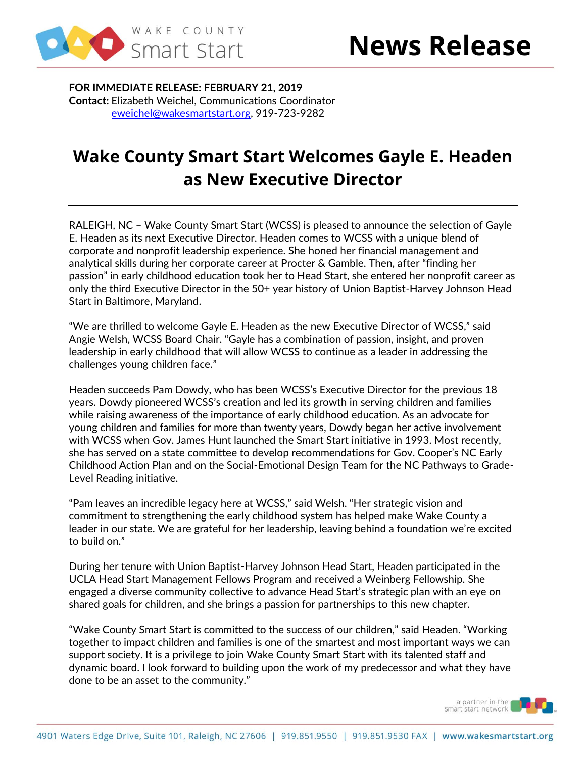WAKE COUNTY Smart Start

# News Release

**FOR IMMEDIATE RELEASE: FEBRUARY 21, 2019**
**Contact:** Elizabeth Weichel, Communications Coordinator
eweichel@wakesmartstart.org, 919-723-9282

## Wake County Smart Start Welcomes Gayle E. Headen as New Executive Director

RALEIGH, NC – Wake County Smart Start (WCSS) is pleased to announce the selection of Gayle E. Headen as its next Executive Director. Headen comes to WCSS with a unique blend of corporate and nonprofit leadership experience. She honed her financial management and analytical skills during her corporate career at Procter & Gamble. Then, after "finding her passion" in early childhood education took her to Head Start, she entered her nonprofit career as only the third Executive Director in the 50+ year history of Union Baptist-Harvey Johnson Head Start in Baltimore, Maryland.

"We are thrilled to welcome Gayle E. Headen as the new Executive Director of WCSS," said Angie Welsh, WCSS Board Chair. "Gayle has a combination of passion, insight, and proven leadership in early childhood that will allow WCSS to continue as a leader in addressing the challenges young children face."

Headen succeeds Pam Dowdy, who has been WCSS's Executive Director for the previous 18 years. Dowdy pioneered WCSS's creation and led its growth in serving children and families while raising awareness of the importance of early childhood education. As an advocate for young children and families for more than twenty years, Dowdy began her active involvement with WCSS when Gov. James Hunt launched the Smart Start initiative in 1993. Most recently, she has served on a state committee to develop recommendations for Gov. Cooper's NC Early Childhood Action Plan and on the Social-Emotional Design Team for the NC Pathways to Grade-Level Reading initiative.

"Pam leaves an incredible legacy here at WCSS," said Welsh. "Her strategic vision and commitment to strengthening the early childhood system has helped make Wake County a leader in our state. We are grateful for her leadership, leaving behind a foundation we're excited to build on."

During her tenure with Union Baptist-Harvey Johnson Head Start, Headen participated in the UCLA Head Start Management Fellows Program and received a Weinberg Fellowship. She engaged a diverse community collective to advance Head Start's strategic plan with an eye on shared goals for children, and she brings a passion for partnerships to this new chapter.

"Wake County Smart Start is committed to the success of our children," said Headen. "Working together to impact children and families is one of the smartest and most important ways we can support society. It is a privilege to join Wake County Smart Start with its talented staff and dynamic board. I look forward to building upon the work of my predecessor and what they have done to be an asset to the community."

a partner in the Smart Start network

4901 Waters Edge Drive, Suite 101, Raleigh, NC 27606 | 919.851.9550 | 919.851.9530 FAX | www.wakesmartstart.org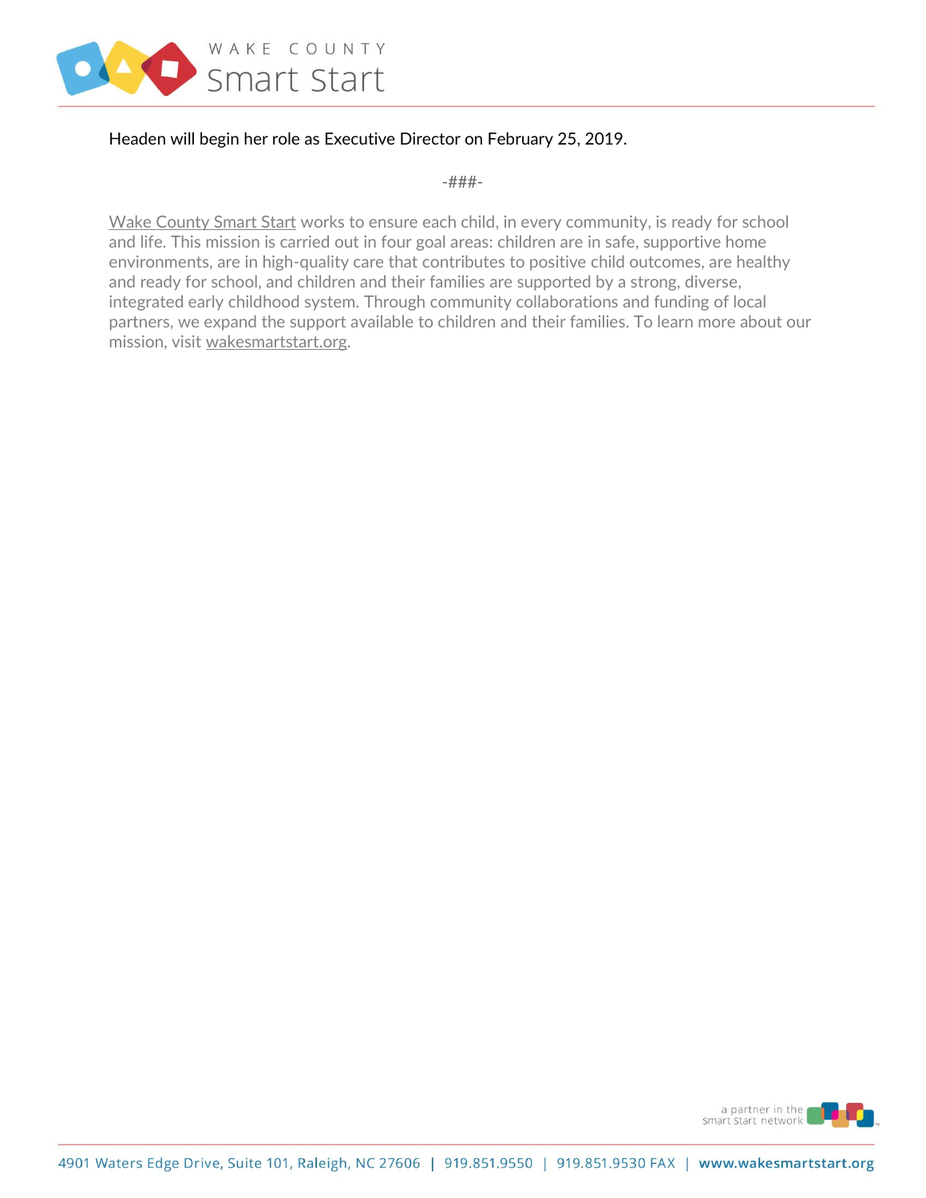Headen will begin her role as Executive Director on February 25, 2019.

-###-

Wake County Smart Start works to ensure each child, in every community, is ready for school and life. This mission is carried out in four goal areas: children are in safe, supportive home environments, are in high-quality care that contributes to positive child outcomes, are healthy and ready for school, and children and their families are supported by a strong, diverse, integrated early childhood system. Through community collaborations and funding of local partners, we expand the support available to children and their families. To learn more about our mission, visit wakesmartstart.org.